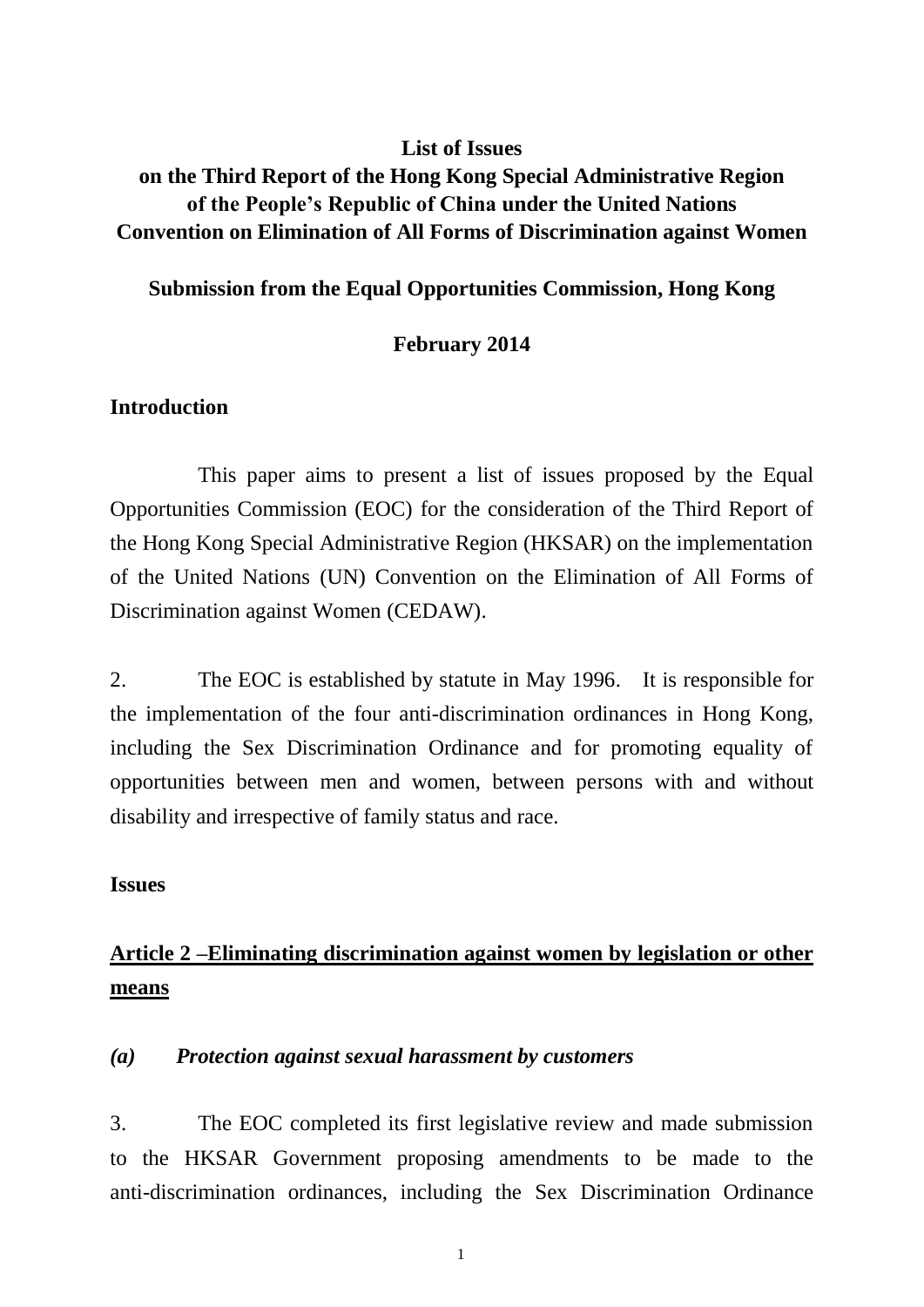**List of Issues**
**on the Third Report of the Hong Kong Special Administrative Region of the People's Republic of China under the United Nations Convention on Elimination of All Forms of Discrimination against Women**

**Submission from the Equal Opportunities Commission, Hong Kong**

**February 2014**

## Introduction

This paper aims to present a list of issues proposed by the Equal Opportunities Commission (EOC) for the consideration of the Third Report of the Hong Kong Special Administrative Region (HKSAR) on the implementation of the United Nations (UN) Convention on the Elimination of All Forms of Discrimination against Women (CEDAW).

2. The EOC is established by statute in May 1996. It is responsible for the implementation of the four anti-discrimination ordinances in Hong Kong, including the Sex Discrimination Ordinance and for promoting equality of opportunities between men and women, between persons with and without disability and irrespective of family status and race.

## Issues

### <u>Article 2 –Eliminating discrimination against women by legislation or other means</u>

#### *(a) Protection against sexual harassment by customers*

3. The EOC completed its first legislative review and made submission to the HKSAR Government proposing amendments to be made to the anti-discrimination ordinances, including the Sex Discrimination Ordinance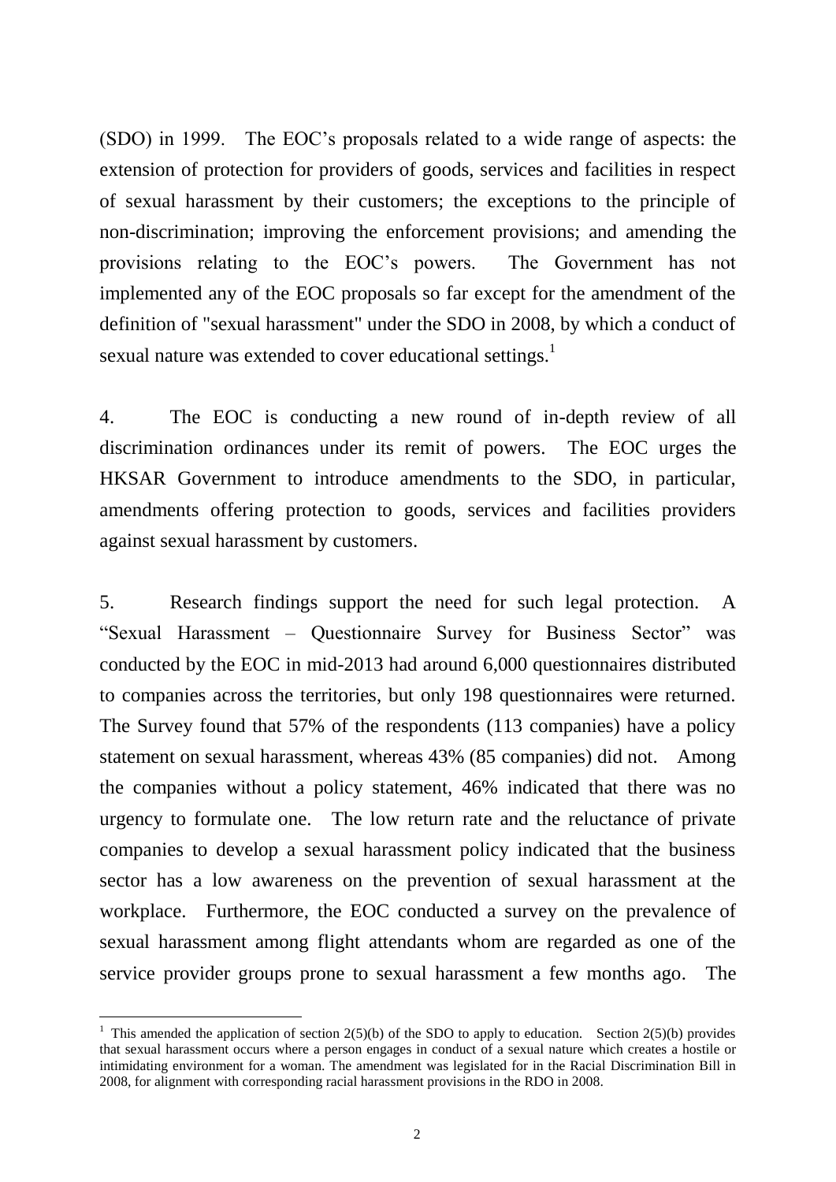(SDO) in 1999. The EOC's proposals related to a wide range of aspects: the extension of protection for providers of goods, services and facilities in respect of sexual harassment by their customers; the exceptions to the principle of non-discrimination; improving the enforcement provisions; and amending the provisions relating to the EOC's powers. The Government has not implemented any of the EOC proposals so far except for the amendment of the definition of "sexual harassment" under the SDO in 2008, by which a conduct of sexual nature was extended to cover educational settings.[1]

4. The EOC is conducting a new round of in-depth review of all discrimination ordinances under its remit of powers. The EOC urges the HKSAR Government to introduce amendments to the SDO, in particular, amendments offering protection to goods, services and facilities providers against sexual harassment by customers.

5. Research findings support the need for such legal protection. A "Sexual Harassment – Questionnaire Survey for Business Sector" was conducted by the EOC in mid-2013 had around 6,000 questionnaires distributed to companies across the territories, but only 198 questionnaires were returned. The Survey found that 57% of the respondents (113 companies) have a policy statement on sexual harassment, whereas 43% (85 companies) did not. Among the companies without a policy statement, 46% indicated that there was no urgency to formulate one. The low return rate and the reluctance of private companies to develop a sexual harassment policy indicated that the business sector has a low awareness on the prevention of sexual harassment at the workplace. Furthermore, the EOC conducted a survey on the prevalence of sexual harassment among flight attendants whom are regarded as one of the service provider groups prone to sexual harassment a few months ago. The

[1] This amended the application of section 2(5)(b) of the SDO to apply to education. Section 2(5)(b) provides that sexual harassment occurs where a person engages in conduct of a sexual nature which creates a hostile or intimidating environment for a woman. The amendment was legislated for in the Racial Discrimination Bill in 2008, for alignment with corresponding racial harassment provisions in the RDO in 2008.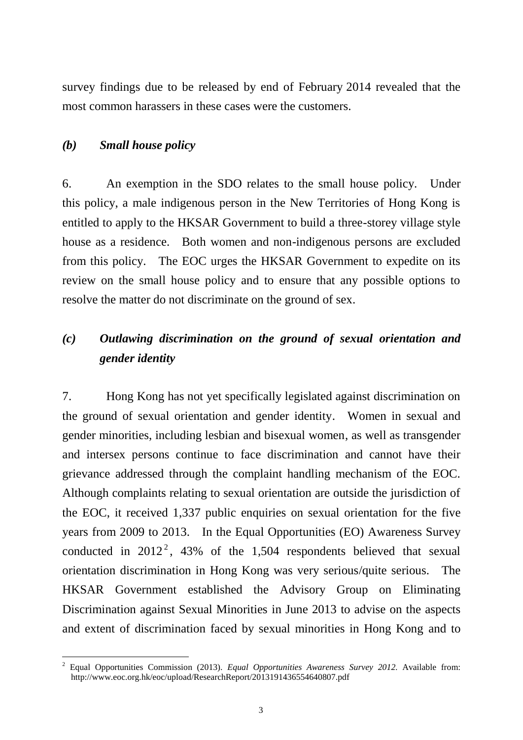survey findings due to be released by end of February 2014 revealed that the most common harassers in these cases were the customers.

### *(b) Small house policy*

6. An exemption in the SDO relates to the small house policy. Under this policy, a male indigenous person in the New Territories of Hong Kong is entitled to apply to the HKSAR Government to build a three-storey village style house as a residence. Both women and non-indigenous persons are excluded from this policy. The EOC urges the HKSAR Government to expedite on its review on the small house policy and to ensure that any possible options to resolve the matter do not discriminate on the ground of sex.

### *(c) Outlawing discrimination on the ground of sexual orientation and gender identity*

7. Hong Kong has not yet specifically legislated against discrimination on the ground of sexual orientation and gender identity. Women in sexual and gender minorities, including lesbian and bisexual women, as well as transgender and intersex persons continue to face discrimination and cannot have their grievance addressed through the complaint handling mechanism of the EOC. Although complaints relating to sexual orientation are outside the jurisdiction of the EOC, it received 1,337 public enquiries on sexual orientation for the five years from 2009 to 2013. In the Equal Opportunities (EO) Awareness Survey conducted in 2012[2], 43% of the 1,504 respondents believed that sexual orientation discrimination in Hong Kong was very serious/quite serious. The HKSAR Government established the Advisory Group on Eliminating Discrimination against Sexual Minorities in June 2013 to advise on the aspects and extent of discrimination faced by sexual minorities in Hong Kong and to

---

[2] Equal Opportunities Commission (2013). *Equal Opportunities Awareness Survey 2012.* Available from: http://www.eoc.org.hk/eoc/upload/ResearchReport/2013191436554640807.pdf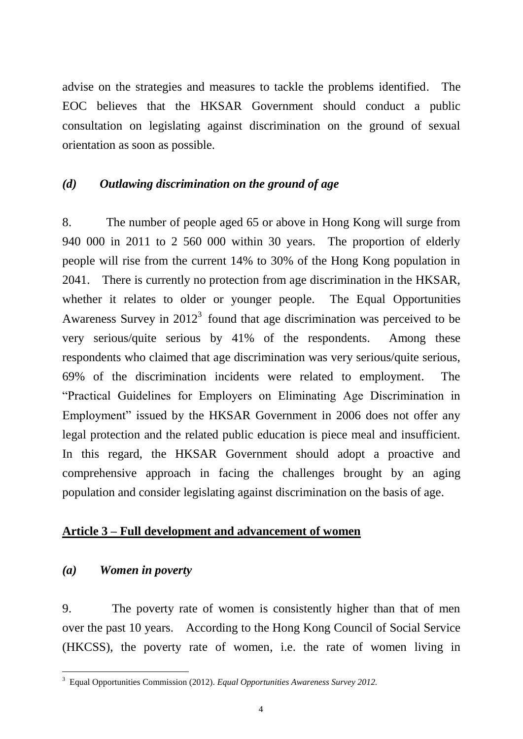advise on the strategies and measures to tackle the problems identified. The EOC believes that the HKSAR Government should conduct a public consultation on legislating against discrimination on the ground of sexual orientation as soon as possible.

### *(d) Outlawing discrimination on the ground of age*

8. The number of people aged 65 or above in Hong Kong will surge from 940 000 in 2011 to 2 560 000 within 30 years. The proportion of elderly people will rise from the current 14% to 30% of the Hong Kong population in 2041. There is currently no protection from age discrimination in the HKSAR, whether it relates to older or younger people. The Equal Opportunities Awareness Survey in 2012[3] found that age discrimination was perceived to be very serious/quite serious by 41% of the respondents. Among these respondents who claimed that age discrimination was very serious/quite serious, 69% of the discrimination incidents were related to employment. The "Practical Guidelines for Employers on Eliminating Age Discrimination in Employment" issued by the HKSAR Government in 2006 does not offer any legal protection and the related public education is piece meal and insufficient. In this regard, the HKSAR Government should adopt a proactive and comprehensive approach in facing the challenges brought by an aging population and consider legislating against discrimination on the basis of age.

## Article 3 – Full development and advancement of women

### *(a) Women in poverty*

9. The poverty rate of women is consistently higher than that of men over the past 10 years. According to the Hong Kong Council of Social Service (HKCSS), the poverty rate of women, i.e. the rate of women living in

---

[3] Equal Opportunities Commission (2012). *Equal Opportunities Awareness Survey 2012.*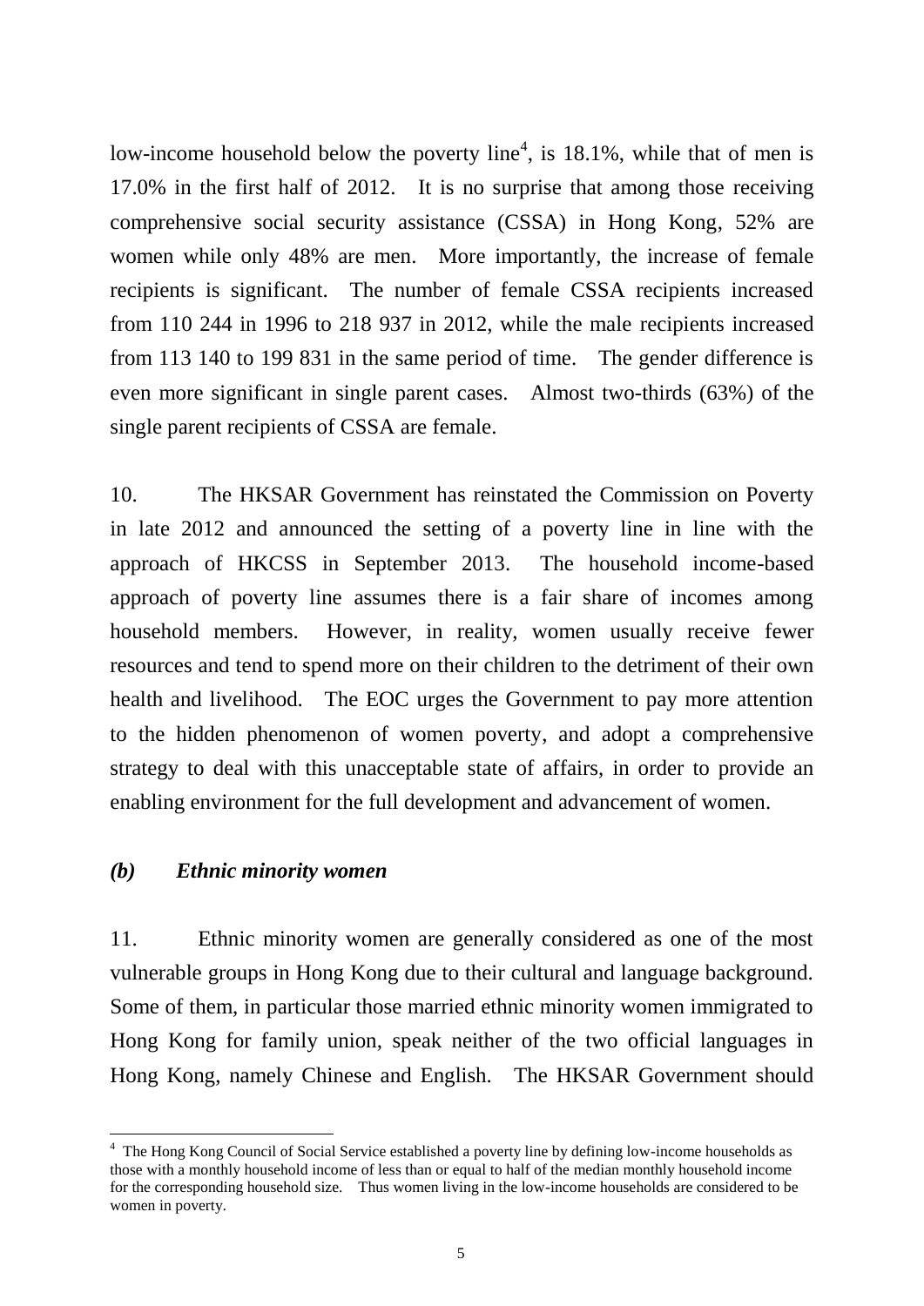low-income household below the poverty line[4], is 18.1%, while that of men is 17.0% in the first half of 2012. It is no surprise that among those receiving comprehensive social security assistance (CSSA) in Hong Kong, 52% are women while only 48% are men. More importantly, the increase of female recipients is significant. The number of female CSSA recipients increased from 110 244 in 1996 to 218 937 in 2012, while the male recipients increased from 113 140 to 199 831 in the same period of time. The gender difference is even more significant in single parent cases. Almost two-thirds (63%) of the single parent recipients of CSSA are female.

10. The HKSAR Government has reinstated the Commission on Poverty in late 2012 and announced the setting of a poverty line in line with the approach of HKCSS in September 2013. The household income-based approach of poverty line assumes there is a fair share of incomes among household members. However, in reality, women usually receive fewer resources and tend to spend more on their children to the detriment of their own health and livelihood. The EOC urges the Government to pay more attention to the hidden phenomenon of women poverty, and adopt a comprehensive strategy to deal with this unacceptable state of affairs, in order to provide an enabling environment for the full development and advancement of women.

### *(b) Ethnic minority women*

11. Ethnic minority women are generally considered as one of the most vulnerable groups in Hong Kong due to their cultural and language background. Some of them, in particular those married ethnic minority women immigrated to Hong Kong for family union, speak neither of the two official languages in Hong Kong, namely Chinese and English. The HKSAR Government should

---

[4] The Hong Kong Council of Social Service established a poverty line by defining low-income households as those with a monthly household income of less than or equal to half of the median monthly household income for the corresponding household size. Thus women living in the low-income households are considered to be women in poverty.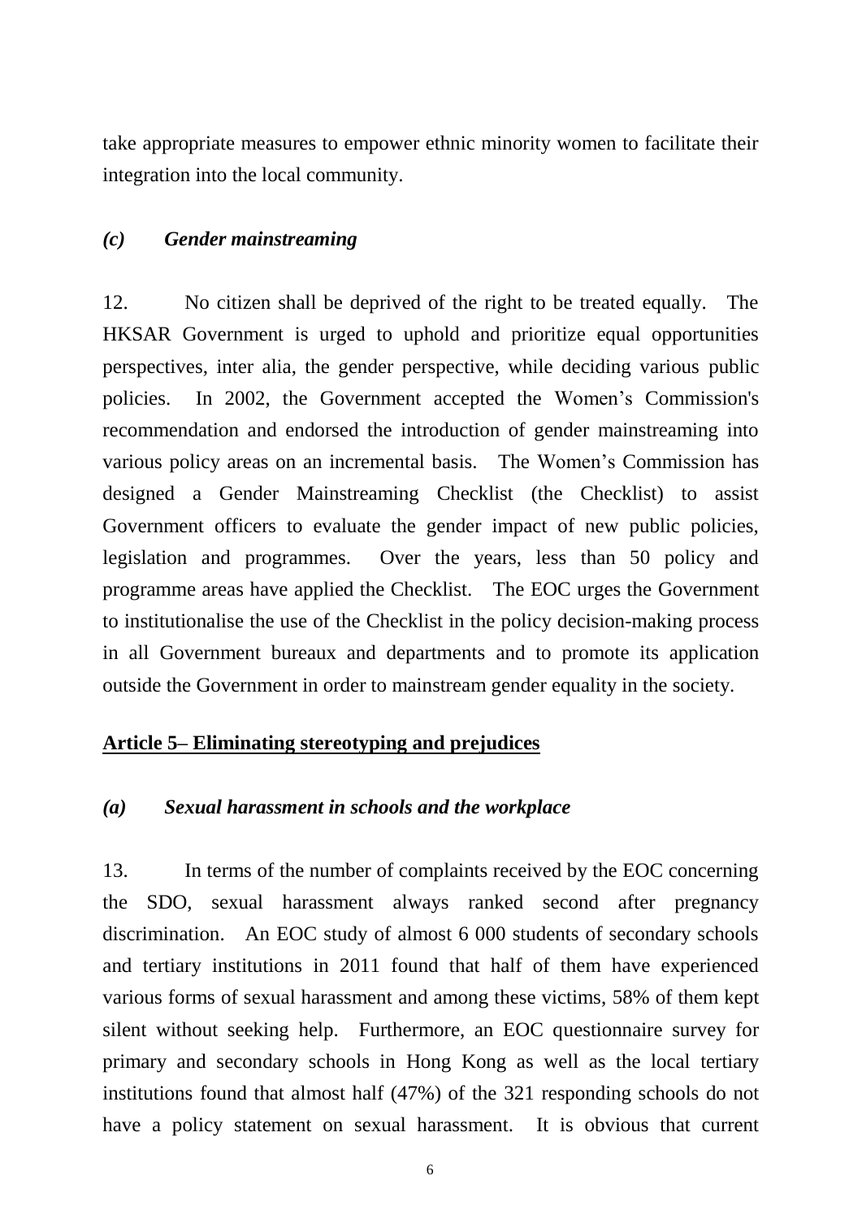take appropriate measures to empower ethnic minority women to facilitate their integration into the local community.

### *(c) Gender mainstreaming*

12. No citizen shall be deprived of the right to be treated equally. The HKSAR Government is urged to uphold and prioritize equal opportunities perspectives, inter alia, the gender perspective, while deciding various public policies. In 2002, the Government accepted the Women's Commission's recommendation and endorsed the introduction of gender mainstreaming into various policy areas on an incremental basis. The Women's Commission has designed a Gender Mainstreaming Checklist (the Checklist) to assist Government officers to evaluate the gender impact of new public policies, legislation and programmes. Over the years, less than 50 policy and programme areas have applied the Checklist. The EOC urges the Government to institutionalise the use of the Checklist in the policy decision-making process in all Government bureaux and departments and to promote its application outside the Government in order to mainstream gender equality in the society.

## <u>Article 5– Eliminating stereotyping and prejudices</u>

### *(a) Sexual harassment in schools and the workplace*

13. In terms of the number of complaints received by the EOC concerning the SDO, sexual harassment always ranked second after pregnancy discrimination. An EOC study of almost 6 000 students of secondary schools and tertiary institutions in 2011 found that half of them have experienced various forms of sexual harassment and among these victims, 58% of them kept silent without seeking help. Furthermore, an EOC questionnaire survey for primary and secondary schools in Hong Kong as well as the local tertiary institutions found that almost half (47%) of the 321 responding schools do not have a policy statement on sexual harassment. It is obvious that current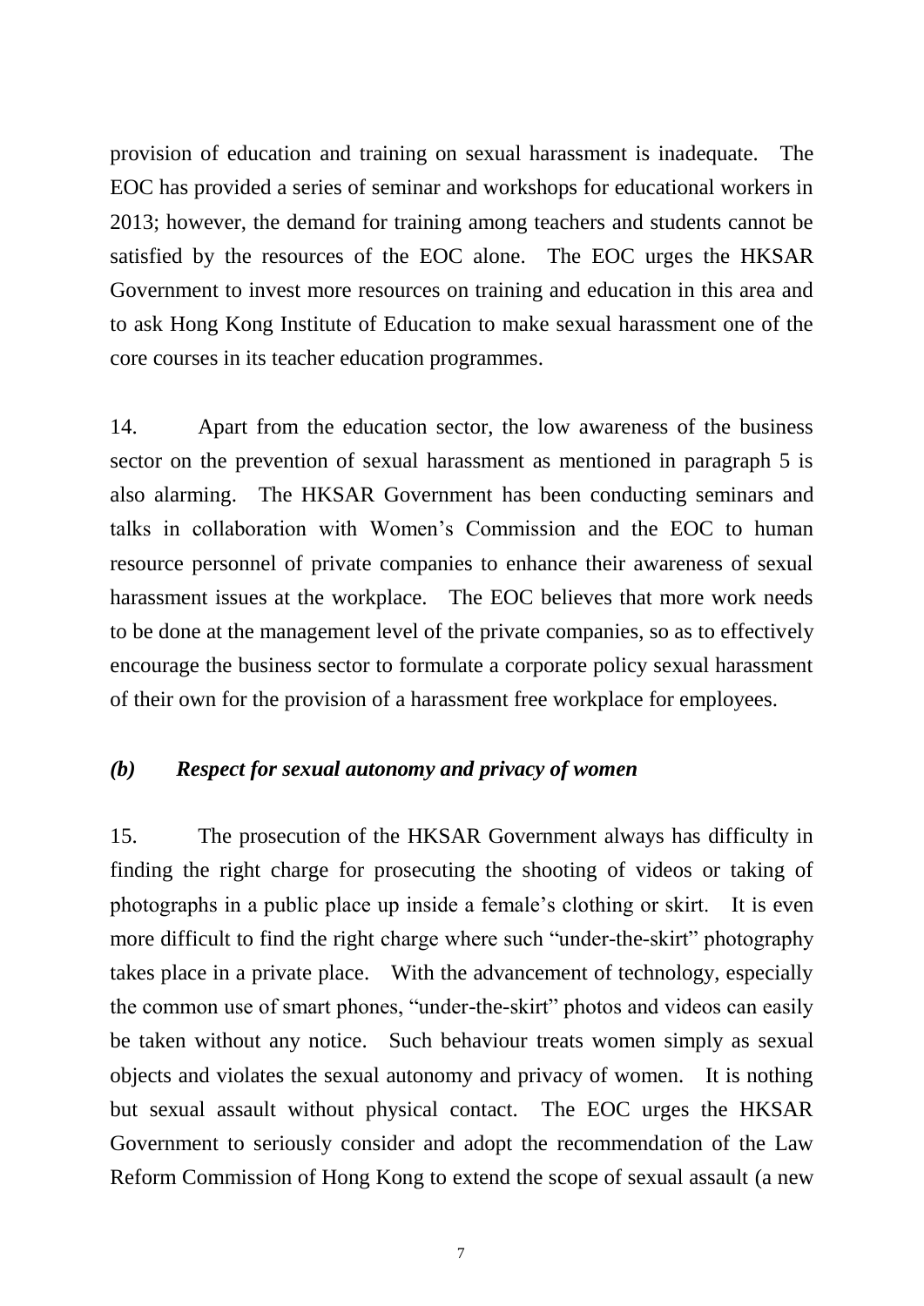provision of education and training on sexual harassment is inadequate. The EOC has provided a series of seminar and workshops for educational workers in 2013; however, the demand for training among teachers and students cannot be satisfied by the resources of the EOC alone. The EOC urges the HKSAR Government to invest more resources on training and education in this area and to ask Hong Kong Institute of Education to make sexual harassment one of the core courses in its teacher education programmes.

14. Apart from the education sector, the low awareness of the business sector on the prevention of sexual harassment as mentioned in paragraph 5 is also alarming. The HKSAR Government has been conducting seminars and talks in collaboration with Women's Commission and the EOC to human resource personnel of private companies to enhance their awareness of sexual harassment issues at the workplace. The EOC believes that more work needs to be done at the management level of the private companies, so as to effectively encourage the business sector to formulate a corporate policy sexual harassment of their own for the provision of a harassment free workplace for employees.

### *(b) Respect for sexual autonomy and privacy of women*

15. The prosecution of the HKSAR Government always has difficulty in finding the right charge for prosecuting the shooting of videos or taking of photographs in a public place up inside a female's clothing or skirt. It is even more difficult to find the right charge where such "under-the-skirt" photography takes place in a private place. With the advancement of technology, especially the common use of smart phones, "under-the-skirt" photos and videos can easily be taken without any notice. Such behaviour treats women simply as sexual objects and violates the sexual autonomy and privacy of women. It is nothing but sexual assault without physical contact. The EOC urges the HKSAR Government to seriously consider and adopt the recommendation of the Law Reform Commission of Hong Kong to extend the scope of sexual assault (a new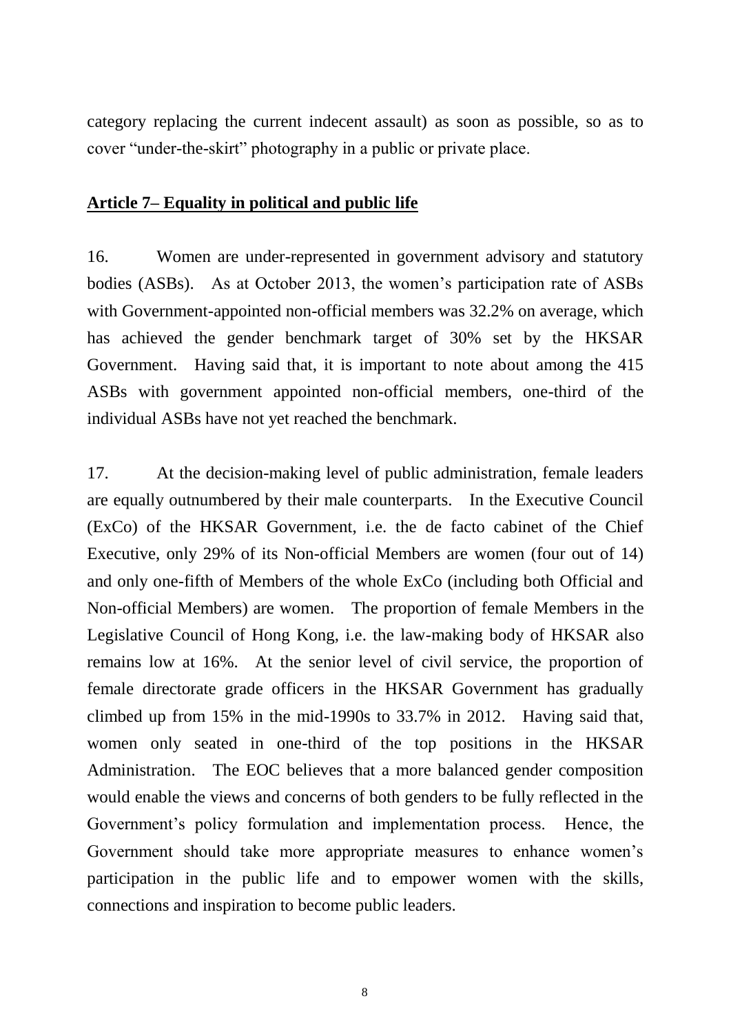category replacing the current indecent assault) as soon as possible, so as to cover "under-the-skirt" photography in a public or private place.

**Article 7– Equality in political and public life**

16. Women are under-represented in government advisory and statutory bodies (ASBs). As at October 2013, the women's participation rate of ASBs with Government-appointed non-official members was 32.2% on average, which has achieved the gender benchmark target of 30% set by the HKSAR Government. Having said that, it is important to note about among the 415 ASBs with government appointed non-official members, one-third of the individual ASBs have not yet reached the benchmark.

17. At the decision-making level of public administration, female leaders are equally outnumbered by their male counterparts. In the Executive Council (ExCo) of the HKSAR Government, i.e. the de facto cabinet of the Chief Executive, only 29% of its Non-official Members are women (four out of 14) and only one-fifth of Members of the whole ExCo (including both Official and Non-official Members) are women. The proportion of female Members in the Legislative Council of Hong Kong, i.e. the law-making body of HKSAR also remains low at 16%. At the senior level of civil service, the proportion of female directorate grade officers in the HKSAR Government has gradually climbed up from 15% in the mid-1990s to 33.7% in 2012. Having said that, women only seated in one-third of the top positions in the HKSAR Administration. The EOC believes that a more balanced gender composition would enable the views and concerns of both genders to be fully reflected in the Government's policy formulation and implementation process. Hence, the Government should take more appropriate measures to enhance women's participation in the public life and to empower women with the skills, connections and inspiration to become public leaders.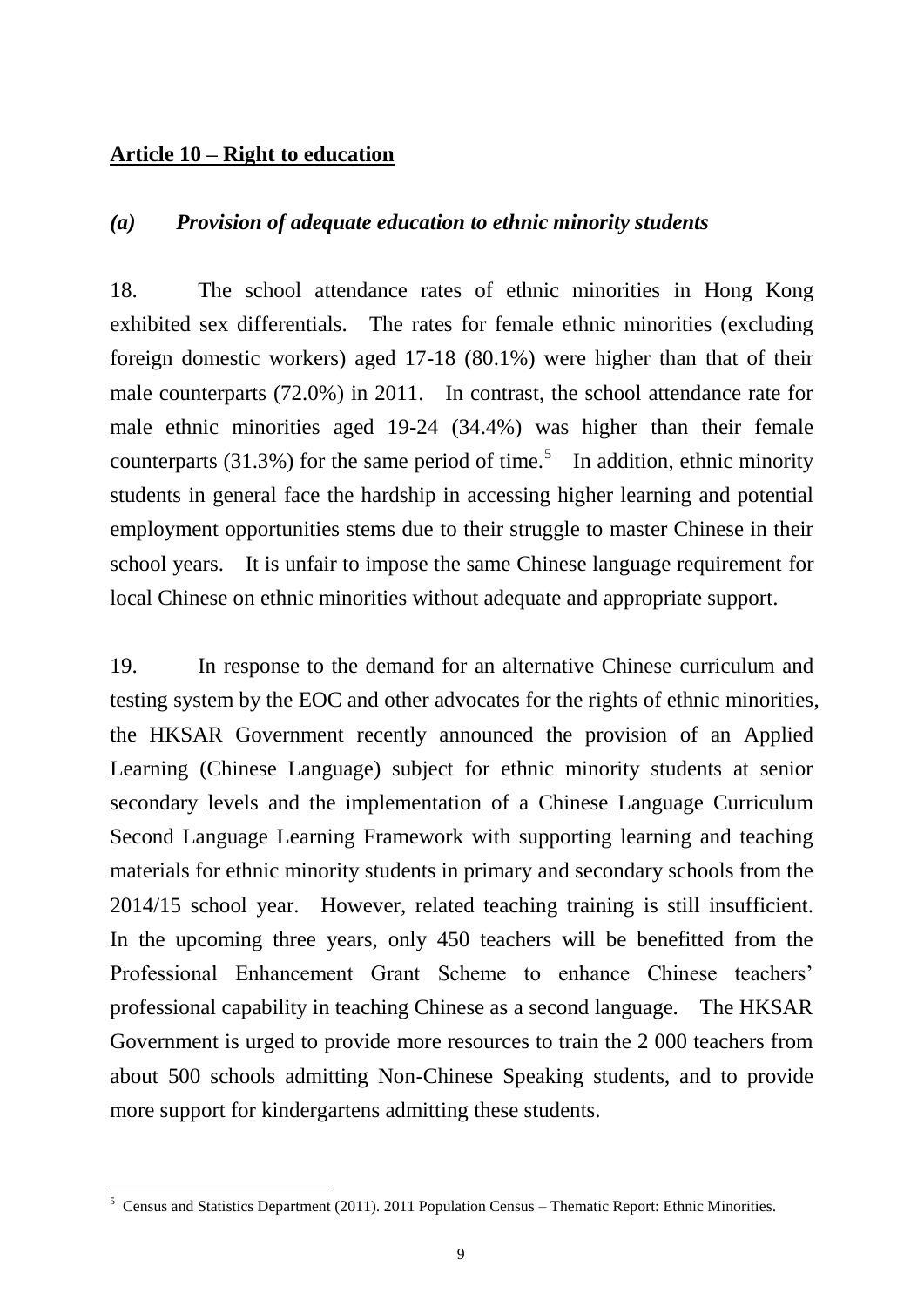**Article 10 – Right to education**

***(a) Provision of adequate education to ethnic minority students***

18. The school attendance rates of ethnic minorities in Hong Kong exhibited sex differentials. The rates for female ethnic minorities (excluding foreign domestic workers) aged 17-18 (80.1%) were higher than that of their male counterparts (72.0%) in 2011. In contrast, the school attendance rate for male ethnic minorities aged 19-24 (34.4%) was higher than their female counterparts (31.3%) for the same period of time.[5] In addition, ethnic minority students in general face the hardship in accessing higher learning and potential employment opportunities stems due to their struggle to master Chinese in their school years. It is unfair to impose the same Chinese language requirement for local Chinese on ethnic minorities without adequate and appropriate support.

19. In response to the demand for an alternative Chinese curriculum and testing system by the EOC and other advocates for the rights of ethnic minorities, the HKSAR Government recently announced the provision of an Applied Learning (Chinese Language) subject for ethnic minority students at senior secondary levels and the implementation of a Chinese Language Curriculum Second Language Learning Framework with supporting learning and teaching materials for ethnic minority students in primary and secondary schools from the 2014/15 school year. However, related teaching training is still insufficient. In the upcoming three years, only 450 teachers will be benefitted from the Professional Enhancement Grant Scheme to enhance Chinese teachers' professional capability in teaching Chinese as a second language. The HKSAR Government is urged to provide more resources to train the 2 000 teachers from about 500 schools admitting Non-Chinese Speaking students, and to provide more support for kindergartens admitting these students.

---

[5] Census and Statistics Department (2011). 2011 Population Census – Thematic Report: Ethnic Minorities.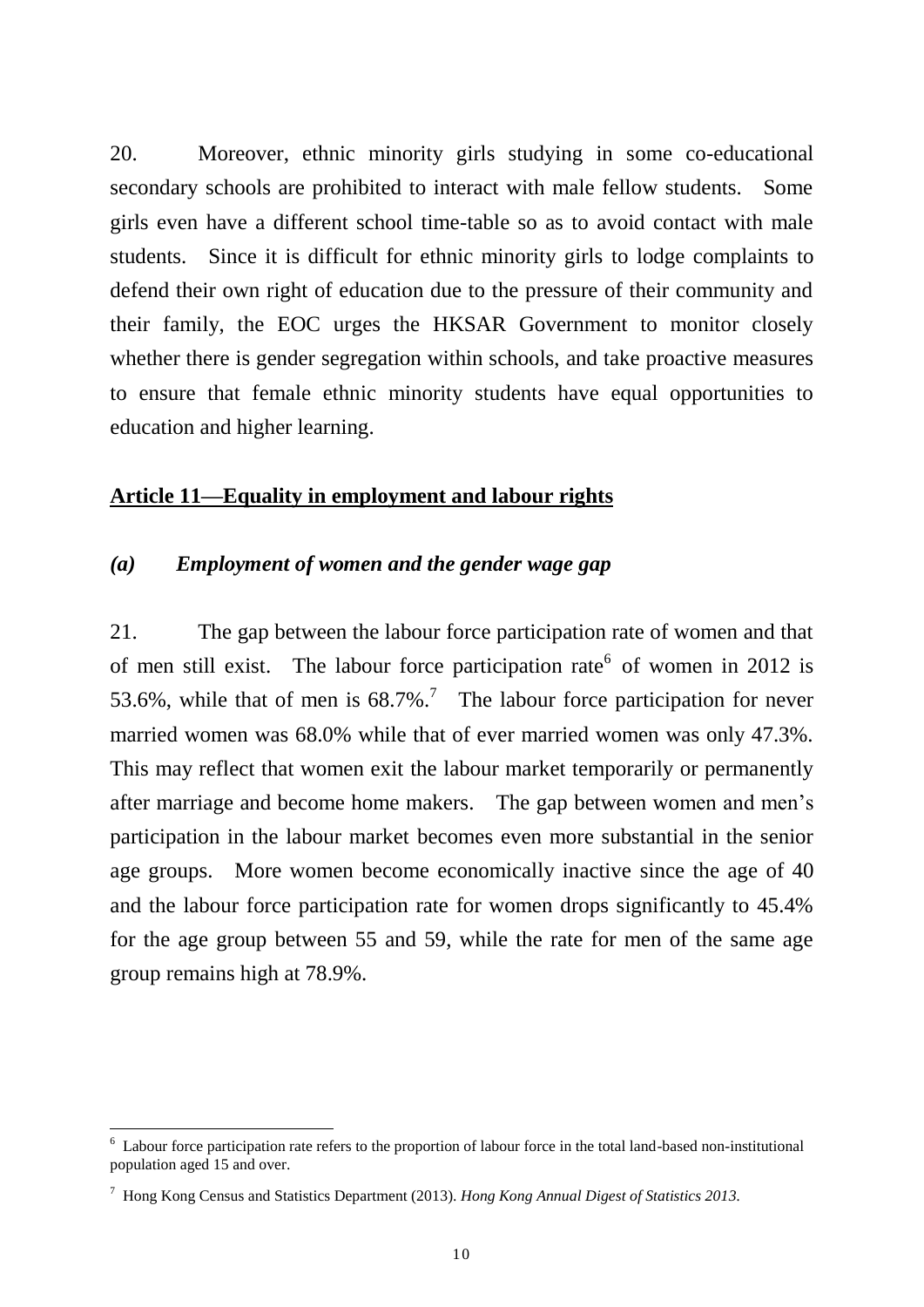20. Moreover, ethnic minority girls studying in some co-educational secondary schools are prohibited to interact with male fellow students. Some girls even have a different school time-table so as to avoid contact with male students. Since it is difficult for ethnic minority girls to lodge complaints to defend their own right of education due to the pressure of their community and their family, the EOC urges the HKSAR Government to monitor closely whether there is gender segregation within schools, and take proactive measures to ensure that female ethnic minority students have equal opportunities to education and higher learning.

## **Article 11—Equality in employment and labour rights**

### *(a) Employment of women and the gender wage gap*

21. The gap between the labour force participation rate of women and that of men still exist. The labour force participation rate[6] of women in 2012 is 53.6%, while that of men is 68.7%.[7] The labour force participation for never married women was 68.0% while that of ever married women was only 47.3%. This may reflect that women exit the labour market temporarily or permanently after marriage and become home makers. The gap between women and men's participation in the labour market becomes even more substantial in the senior age groups. More women become economically inactive since the age of 40 and the labour force participation rate for women drops significantly to 45.4% for the age group between 55 and 59, while the rate for men of the same age group remains high at 78.9%.

---

[6] Labour force participation rate refers to the proportion of labour force in the total land-based non-institutional population aged 15 and over.

[7] Hong Kong Census and Statistics Department (2013). *Hong Kong Annual Digest of Statistics 2013.*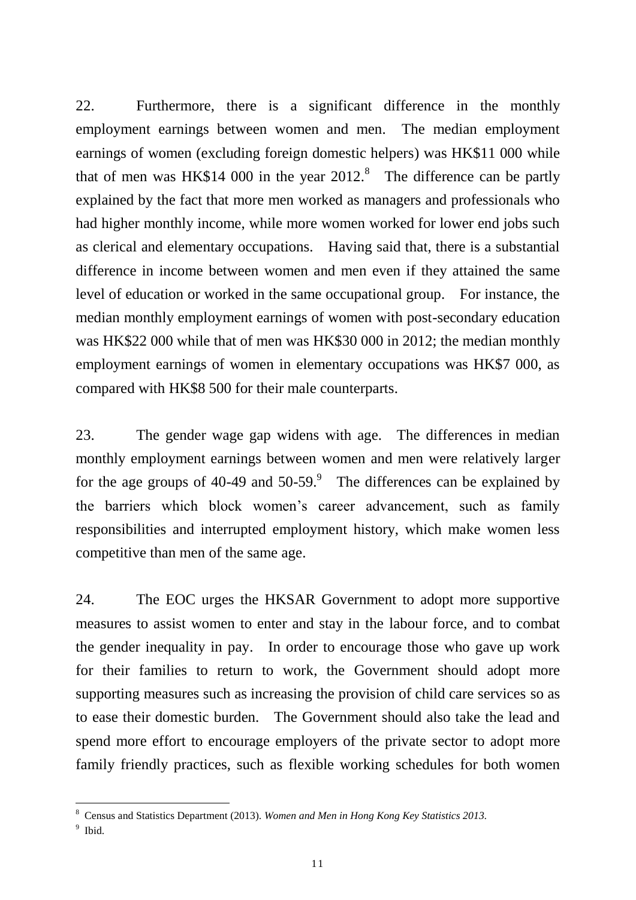22. Furthermore, there is a significant difference in the monthly employment earnings between women and men. The median employment earnings of women (excluding foreign domestic helpers) was HK$11 000 while that of men was HK$14 000 in the year 2012.[8] The difference can be partly explained by the fact that more men worked as managers and professionals who had higher monthly income, while more women worked for lower end jobs such as clerical and elementary occupations. Having said that, there is a substantial difference in income between women and men even if they attained the same level of education or worked in the same occupational group. For instance, the median monthly employment earnings of women with post-secondary education was HK$22 000 while that of men was HK$30 000 in 2012; the median monthly employment earnings of women in elementary occupations was HK$7 000, as compared with HK$8 500 for their male counterparts.

23. The gender wage gap widens with age. The differences in median monthly employment earnings between women and men were relatively larger for the age groups of 40-49 and 50-59.[9] The differences can be explained by the barriers which block women's career advancement, such as family responsibilities and interrupted employment history, which make women less competitive than men of the same age.

24. The EOC urges the HKSAR Government to adopt more supportive measures to assist women to enter and stay in the labour force, and to combat the gender inequality in pay. In order to encourage those who gave up work for their families to return to work, the Government should adopt more supporting measures such as increasing the provision of child care services so as to ease their domestic burden. The Government should also take the lead and spend more effort to encourage employers of the private sector to adopt more family friendly practices, such as flexible working schedules for both women

---

[8] Census and Statistics Department (2013). *Women and Men in Hong Kong Key Statistics 2013*.

[9] Ibid.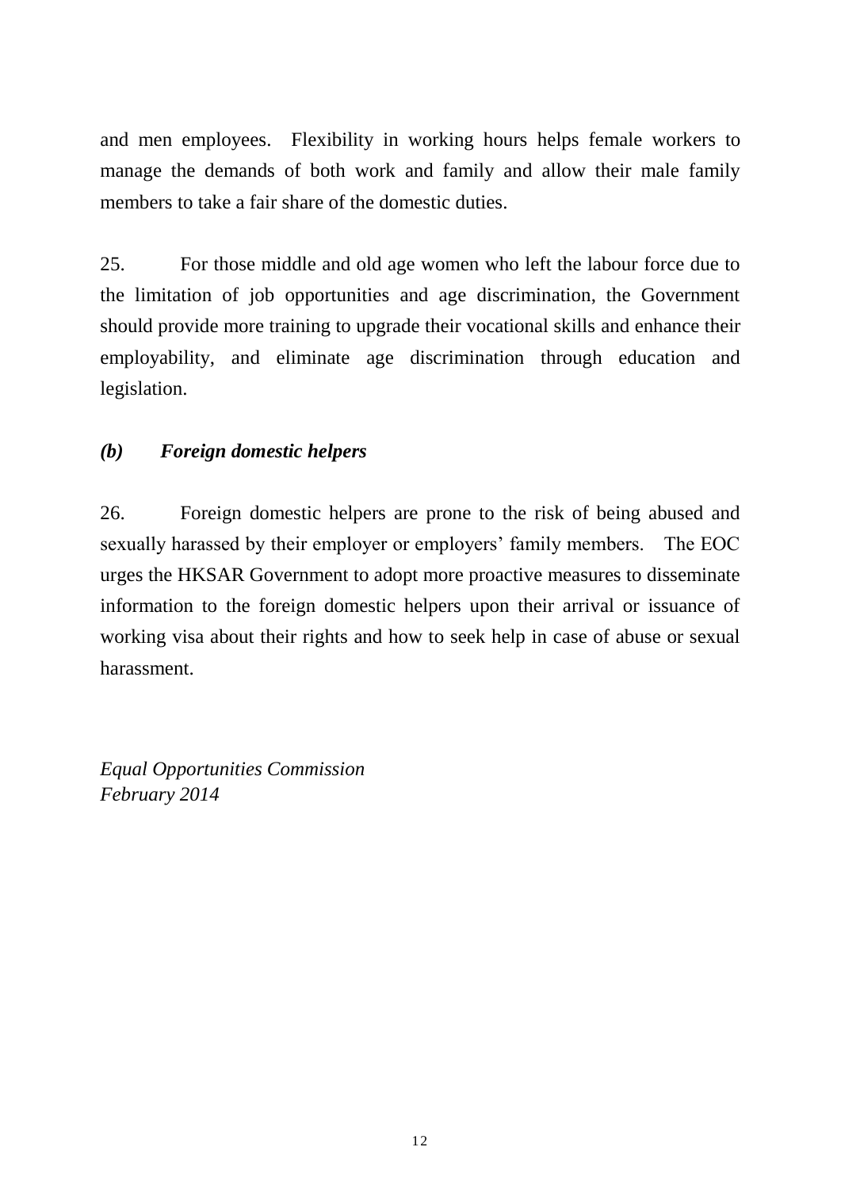and men employees. Flexibility in working hours helps female workers to manage the demands of both work and family and allow their male family members to take a fair share of the domestic duties.

25. For those middle and old age women who left the labour force due to the limitation of job opportunities and age discrimination, the Government should provide more training to upgrade their vocational skills and enhance their employability, and eliminate age discrimination through education and legislation.

### *(b) Foreign domestic helpers*

26. Foreign domestic helpers are prone to the risk of being abused and sexually harassed by their employer or employers' family members. The EOC urges the HKSAR Government to adopt more proactive measures to disseminate information to the foreign domestic helpers upon their arrival or issuance of working visa about their rights and how to seek help in case of abuse or sexual harassment.

*Equal Opportunities Commission*
*February 2014*